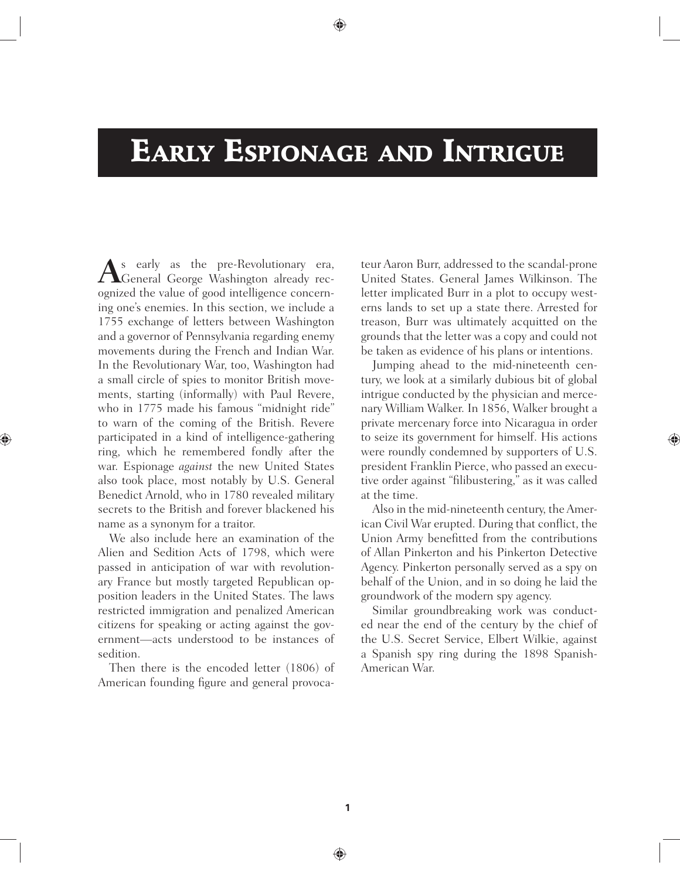# Early Espionage and Intrigue

As early as the pre-Revolutionary era, General George Washington already recognized the value of good intelligence concerning one's enemies. In this section, we include a 1755 exchange of letters between Washington and a governor of Pennsylvania regarding enemy movements during the French and Indian War. In the Revolutionary War, too, Washington had a small circle of spies to monitor British movements, starting (informally) with Paul Revere, who in 1775 made his famous "midnight ride" to warn of the coming of the British. Revere participated in a kind of intelligence-gathering ring, which he remembered fondly after the war. Espionage *against* the new United States also took place, most notably by U.S. General Benedict Arnold, who in 1780 revealed military secrets to the British and forever blackened his name as a synonym for a traitor.

We also include here an examination of the Alien and Sedition Acts of 1798, which were passed in anticipation of war with revolutionary France but mostly targeted Republican opposition leaders in the United States. The laws restricted immigration and penalized American citizens for speaking or acting against the government—acts understood to be instances of sedition.

Then there is the encoded letter (1806) of American founding figure and general provocateur Aaron Burr, addressed to the scandal-prone United States. General James Wilkinson. The letter implicated Burr in a plot to occupy westerns lands to set up a state there. Arrested for treason, Burr was ultimately acquitted on the grounds that the letter was a copy and could not be taken as evidence of his plans or intentions.

Jumping ahead to the mid-nineteenth century, we look at a similarly dubious bit of global intrigue conducted by the physician and mercenary William Walker. In 1856, Walker brought a private mercenary force into Nicaragua in order to seize its government for himself. His actions were roundly condemned by supporters of U.S. president Franklin Pierce, who passed an executive order against "filibustering," as it was called at the time.

Also in the mid-nineteenth century, the American Civil War erupted. During that conflict, the Union Army benefitted from the contributions of Allan Pinkerton and his Pinkerton Detective Agency. Pinkerton personally served as a spy on behalf of the Union, and in so doing he laid the groundwork of the modern spy agency.

Similar groundbreaking work was conducted near the end of the century by the chief of the U.S. Secret Service, Elbert Wilkie, against a Spanish spy ring during the 1898 Spanish-American War.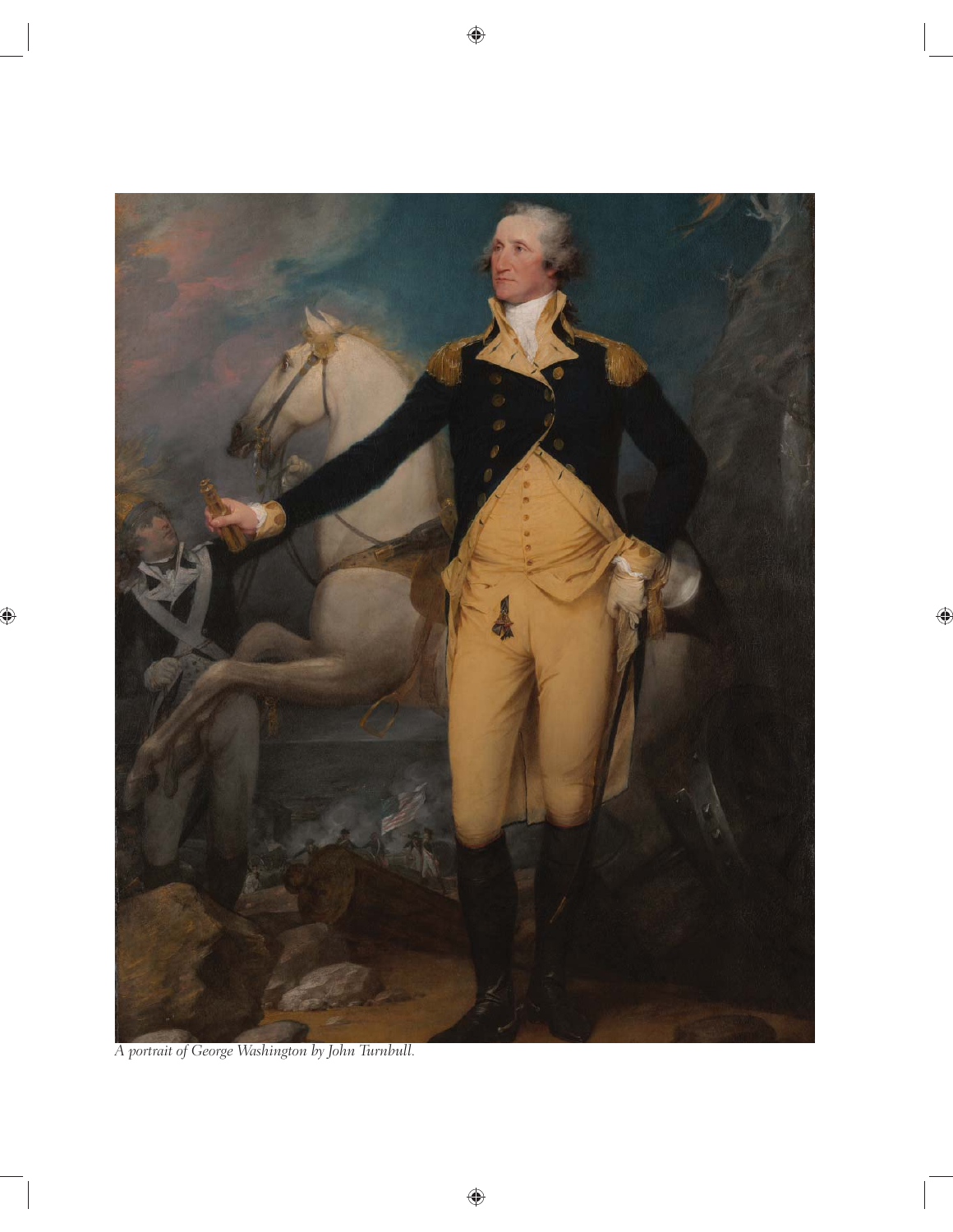*A portrait of George Washington by John Turnbull.*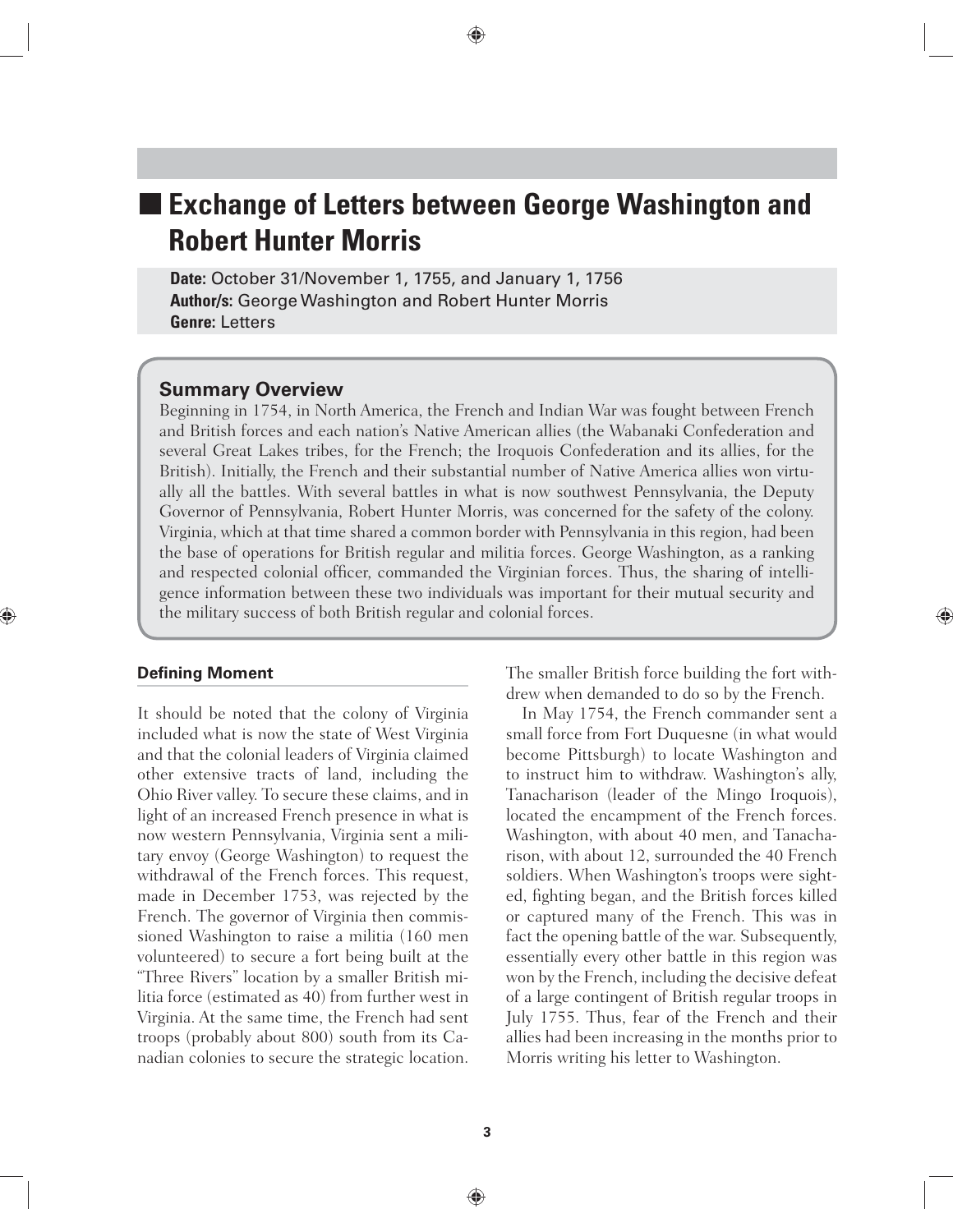# Exchange of Letters between George Washington and Robert Hunter Morris

**Date:** October 31/November 1, 1755, and January 1, 1756
**Author/s:** George Washington and Robert Hunter Morris
**Genre:** Letters

## Summary Overview

Beginning in 1754, in North America, the French and Indian War was fought between French and British forces and each nation's Native American allies (the Wabanaki Confederation and several Great Lakes tribes, for the French; the Iroquois Confederation and its allies, for the British). Initially, the French and their substantial number of Native America allies won virtually all the battles. With several battles in what is now southwest Pennsylvania, the Deputy Governor of Pennsylvania, Robert Hunter Morris, was concerned for the safety of the colony. Virginia, which at that time shared a common border with Pennsylvania in this region, had been the base of operations for British regular and militia forces. George Washington, as a ranking and respected colonial officer, commanded the Virginian forces. Thus, the sharing of intelligence information between these two individuals was important for their mutual security and the military success of both British regular and colonial forces.

### Defining Moment

It should be noted that the colony of Virginia included what is now the state of West Virginia and that the colonial leaders of Virginia claimed other extensive tracts of land, including the Ohio River valley. To secure these claims, and in light of an increased French presence in what is now western Pennsylvania, Virginia sent a military envoy (George Washington) to request the withdrawal of the French forces. This request, made in December 1753, was rejected by the French. The governor of Virginia then commissioned Washington to raise a militia (160 men volunteered) to secure a fort being built at the "Three Rivers" location by a smaller British militia force (estimated as 40) from further west in Virginia. At the same time, the French had sent troops (probably about 800) south from its Canadian colonies to secure the strategic location. The smaller British force building the fort withdrew when demanded to do so by the French.

In May 1754, the French commander sent a small force from Fort Duquesne (in what would become Pittsburgh) to locate Washington and to instruct him to withdraw. Washington's ally, Tanacharison (leader of the Mingo Iroquois), located the encampment of the French forces. Washington, with about 40 men, and Tanacharison, with about 12, surrounded the 40 French soldiers. When Washington's troops were sighted, fighting began, and the British forces killed or captured many of the French. This was in fact the opening battle of the war. Subsequently, essentially every other battle in this region was won by the French, including the decisive defeat of a large contingent of British regular troops in July 1755. Thus, fear of the French and their allies had been increasing in the months prior to Morris writing his letter to Washington.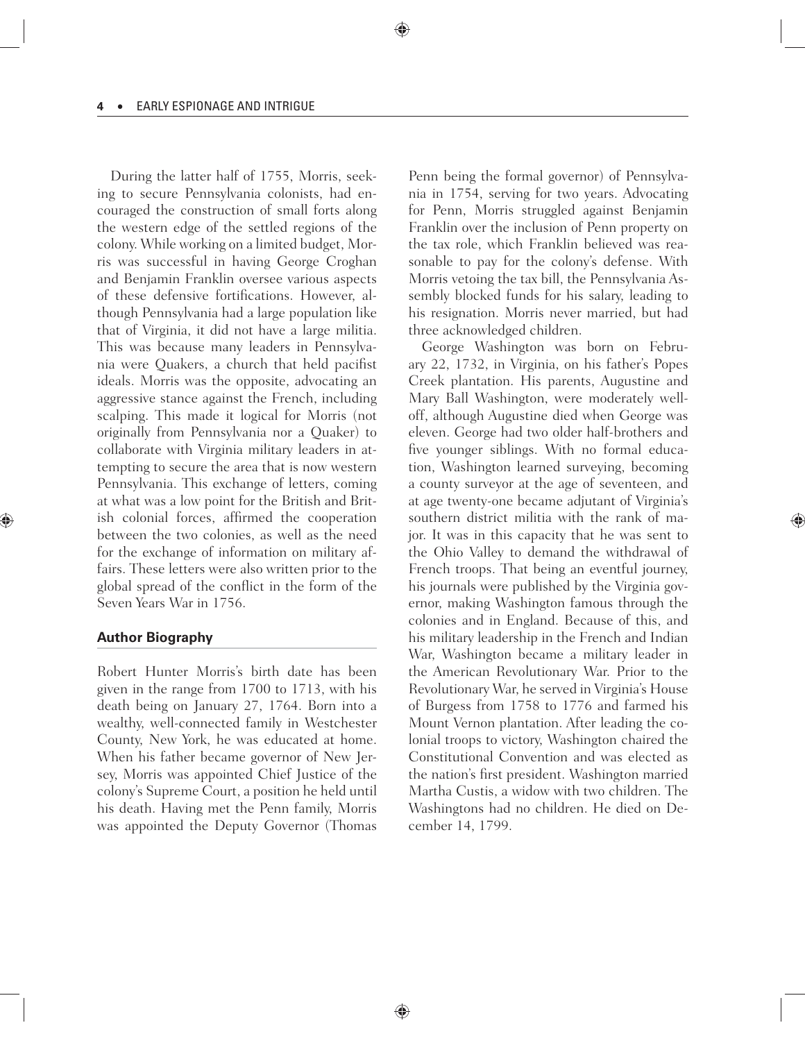During the latter half of 1755, Morris, seeking to secure Pennsylvania colonists, had encouraged the construction of small forts along the western edge of the settled regions of the colony. While working on a limited budget, Morris was successful in having George Croghan and Benjamin Franklin oversee various aspects of these defensive fortifications. However, although Pennsylvania had a large population like that of Virginia, it did not have a large militia. This was because many leaders in Pennsylvania were Quakers, a church that held pacifist ideals. Morris was the opposite, advocating an aggressive stance against the French, including scalping. This made it logical for Morris (not originally from Pennsylvania nor a Quaker) to collaborate with Virginia military leaders in attempting to secure the area that is now western Pennsylvania. This exchange of letters, coming at what was a low point for the British and British colonial forces, affirmed the cooperation between the two colonies, as well as the need for the exchange of information on military affairs. These letters were also written prior to the global spread of the conflict in the form of the Seven Years War in 1756.

## Author Biography

Robert Hunter Morris's birth date has been given in the range from 1700 to 1713, with his death being on January 27, 1764. Born into a wealthy, well-connected family in Westchester County, New York, he was educated at home. When his father became governor of New Jersey, Morris was appointed Chief Justice of the colony's Supreme Court, a position he held until his death. Having met the Penn family, Morris was appointed the Deputy Governor (Thomas Penn being the formal governor) of Pennsylvania in 1754, serving for two years. Advocating for Penn, Morris struggled against Benjamin Franklin over the inclusion of Penn property on the tax role, which Franklin believed was reasonable to pay for the colony's defense. With Morris vetoing the tax bill, the Pennsylvania Assembly blocked funds for his salary, leading to his resignation. Morris never married, but had three acknowledged children.

George Washington was born on February 22, 1732, in Virginia, on his father's Popes Creek plantation. His parents, Augustine and Mary Ball Washington, were moderately well-off, although Augustine died when George was eleven. George had two older half-brothers and five younger siblings. With no formal education, Washington learned surveying, becoming a county surveyor at the age of seventeen, and at age twenty-one became adjutant of Virginia's southern district militia with the rank of major. It was in this capacity that he was sent to the Ohio Valley to demand the withdrawal of French troops. That being an eventful journey, his journals were published by the Virginia governor, making Washington famous through the colonies and in England. Because of this, and his military leadership in the French and Indian War, Washington became a military leader in the American Revolutionary War. Prior to the Revolutionary War, he served in Virginia's House of Burgess from 1758 to 1776 and farmed his Mount Vernon plantation. After leading the colonial troops to victory, Washington chaired the Constitutional Convention and was elected as the nation's first president. Washington married Martha Custis, a widow with two children. The Washingtons had no children. He died on December 14, 1799.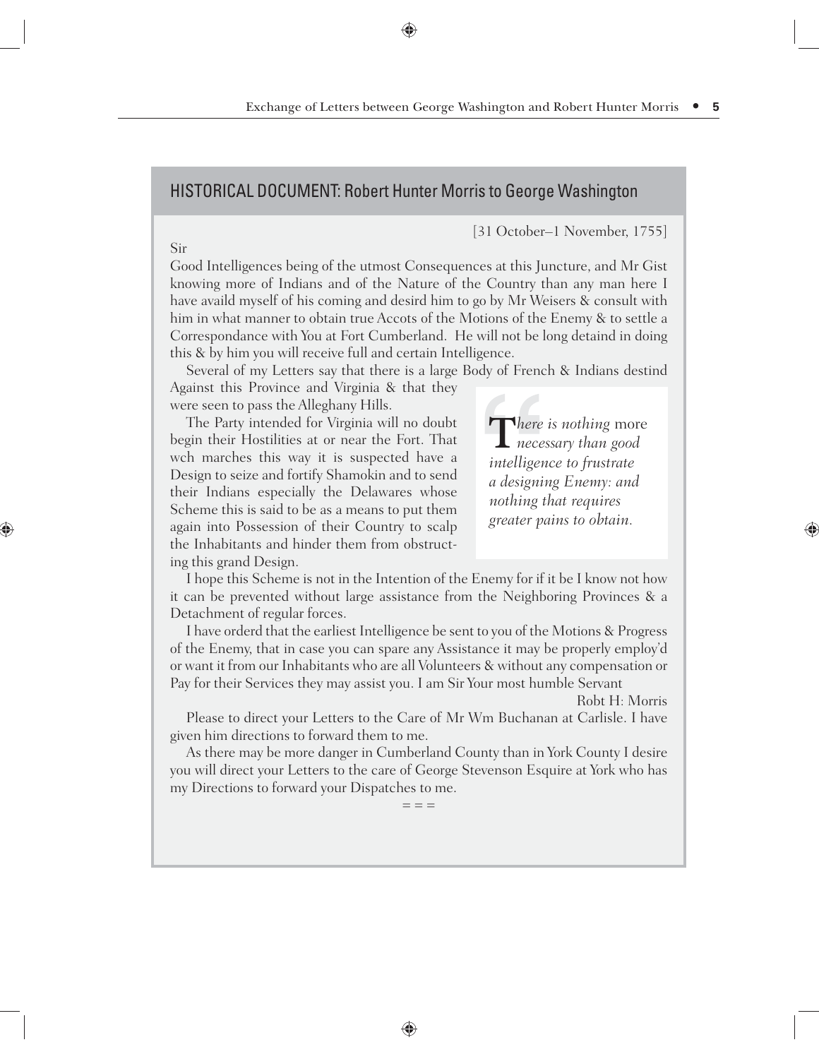## HISTORICAL DOCUMENT: Robert Hunter Morris to George Washington

[31 October–1 November, 1755]

Sir

Good Intelligences being of the utmost Consequences at this Juncture, and Mr Gist knowing more of Indians and of the Nature of the Country than any man here I have availd myself of his coming and desird him to go by Mr Weisers & consult with him in what manner to obtain true Accots of the Motions of the Enemy & to settle a Correspondance with You at Fort Cumberland. He will not be long detaind in doing this & by him you will receive full and certain Intelligence.

Several of my Letters say that there is a large Body of French & Indians destind Against this Province and Virginia & that they were seen to pass the Alleghany Hills.

The Party intended for Virginia will no doubt begin their Hostilities at or near the Fort. That wch marches this way it is suspected have a Design to seize and fortify Shamokin and to send their Indians especially the Delawares whose Scheme this is said to be as a means to put them again into Possession of their Country to scalp the Inhabitants and hinder them from obstructing this grand Design.

> *There is nothing* more *necessary than good intelligence to frustrate a designing Enemy: and nothing that requires greater pains to obtain.*

I hope this Scheme is not in the Intention of the Enemy for if it be I know not how it can be prevented without large assistance from the Neighboring Provinces & a Detachment of regular forces.

I have orderd that the earliest Intelligence be sent to you of the Motions & Progress of the Enemy, that in case you can spare any Assistance it may be properly employ'd or want it from our Inhabitants who are all Volunteers & without any compensation or Pay for their Services they may assist you. I am Sir Your most humble Servant

Robt H: Morris

Please to direct your Letters to the Care of Mr Wm Buchanan at Carlisle. I have given him directions to forward them to me.

As there may be more danger in Cumberland County than in York County I desire you will direct your Letters to the care of George Stevenson Esquire at York who has my Directions to forward your Dispatches to me.

= = =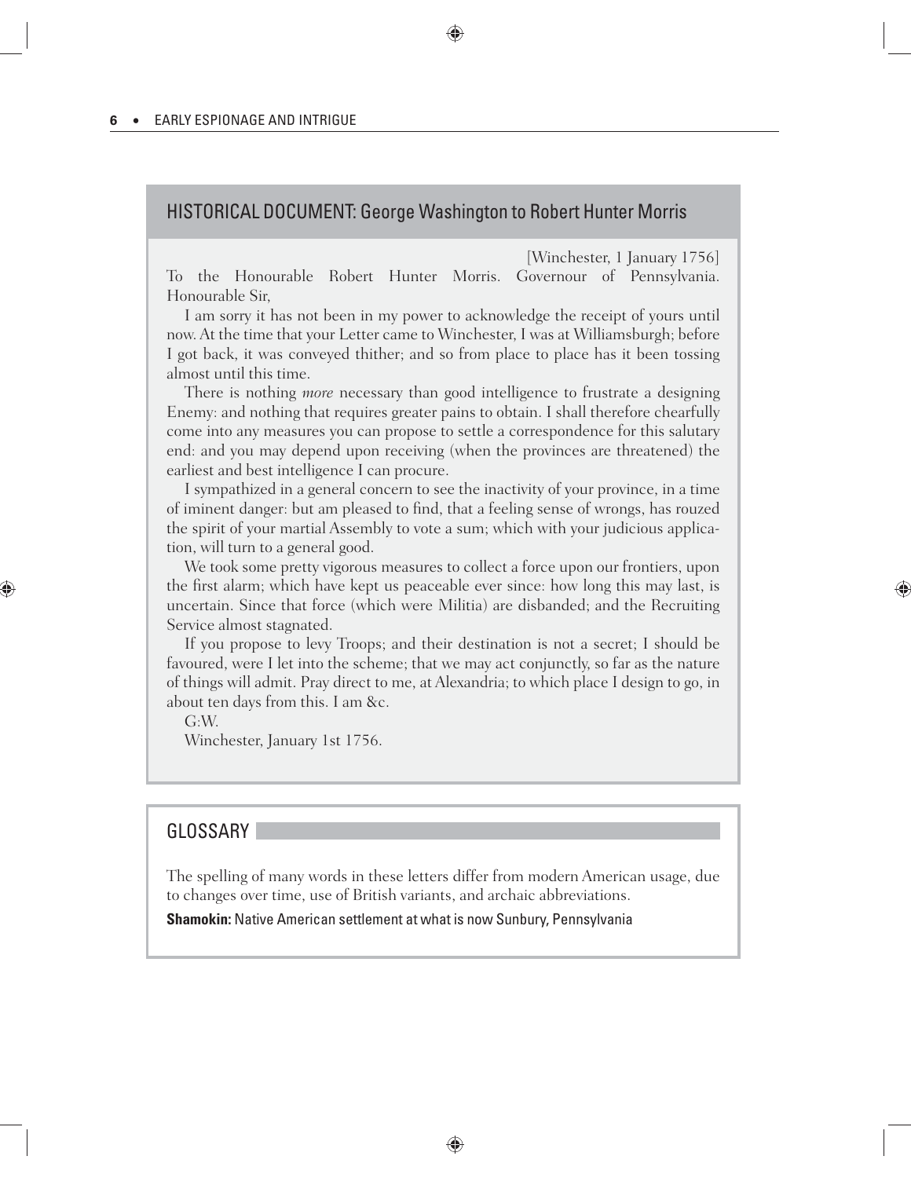## HISTORICAL DOCUMENT: George Washington to Robert Hunter Morris

[Winchester, 1 January 1756]

To the Honourable Robert Hunter Morris. Governour of Pennsylvania. Honourable Sir,

I am sorry it has not been in my power to acknowledge the receipt of yours until now. At the time that your Letter came to Winchester, I was at Williamsburgh; before I got back, it was conveyed thither; and so from place to place has it been tossing almost until this time.

There is nothing *more* necessary than good intelligence to frustrate a designing Enemy: and nothing that requires greater pains to obtain. I shall therefore chearfully come into any measures you can propose to settle a correspondence for this salutary end: and you may depend upon receiving (when the provinces are threatened) the earliest and best intelligence I can procure.

I sympathized in a general concern to see the inactivity of your province, in a time of iminent danger: but am pleased to find, that a feeling sense of wrongs, has rouzed the spirit of your martial Assembly to vote a sum; which with your judicious application, will turn to a general good.

We took some pretty vigorous measures to collect a force upon our frontiers, upon the first alarm; which have kept us peaceable ever since: how long this may last, is uncertain. Since that force (which were Militia) are disbanded; and the Recruiting Service almost stagnated.

If you propose to levy Troops; and their destination is not a secret; I should be favoured, were I let into the scheme; that we may act conjunctly, so far as the nature of things will admit. Pray direct to me, at Alexandria; to which place I design to go, in about ten days from this. I am &c.

G:W.

Winchester, January 1st 1756.

## GLOSSARY

The spelling of many words in these letters differ from modern American usage, due to changes over time, use of British variants, and archaic abbreviations.

**Shamokin:** Native American settlement at what is now Sunbury, Pennsylvania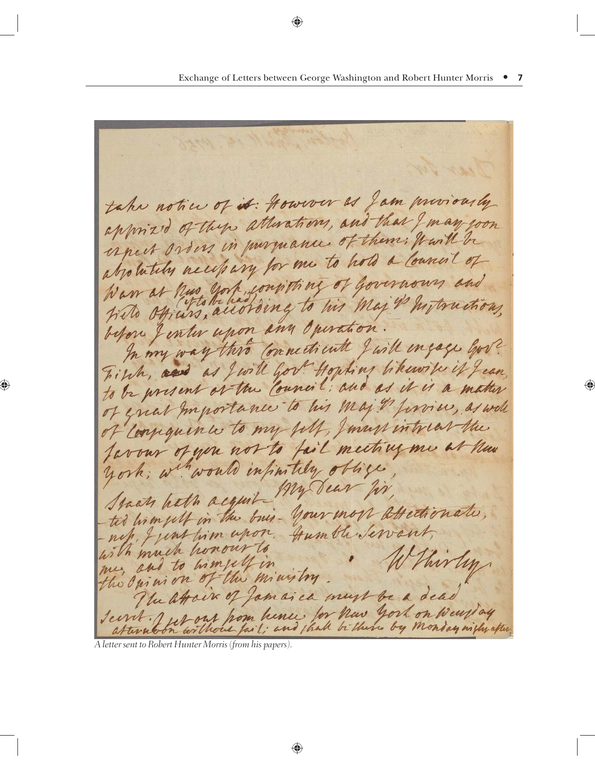take notice of ~~it~~: However as I am previously apprized of these alterations, and that I may soon expect Orders in pursuance of them; It will be absolutely necessary for me to hold a Council of War at New York, consisting of Governours and Field Officers, (if to be had) according to his Majty's Instructions, before I enter upon any Operation.

In my way thro' Connecticutt I will engage Gov'r. Fitch, ~~and~~ as I will Gov'r. Hopkins likewise if I can, to be present at the Council; and as it is a matter of great Importance to his Majty's Service, as well of Consequence to my self, I must intreat the favour of you not to fail meeting me at New York; wch would infinitely oblige,

My Dear Sir,
Your most Affectionate,
Humble Servant,
W Shirley

Spaats hath acquitted himself in the business, I sent him upon, with much honour to me, and to himself in the Opinion of the Ministry.

The Affair of Jamaica must be a dead Secret. I set out from hence for New York on Wensday afternoon without fail; and shall be there by Monday night after.

*A letter sent to Robert Hunter Morris (from his papers).*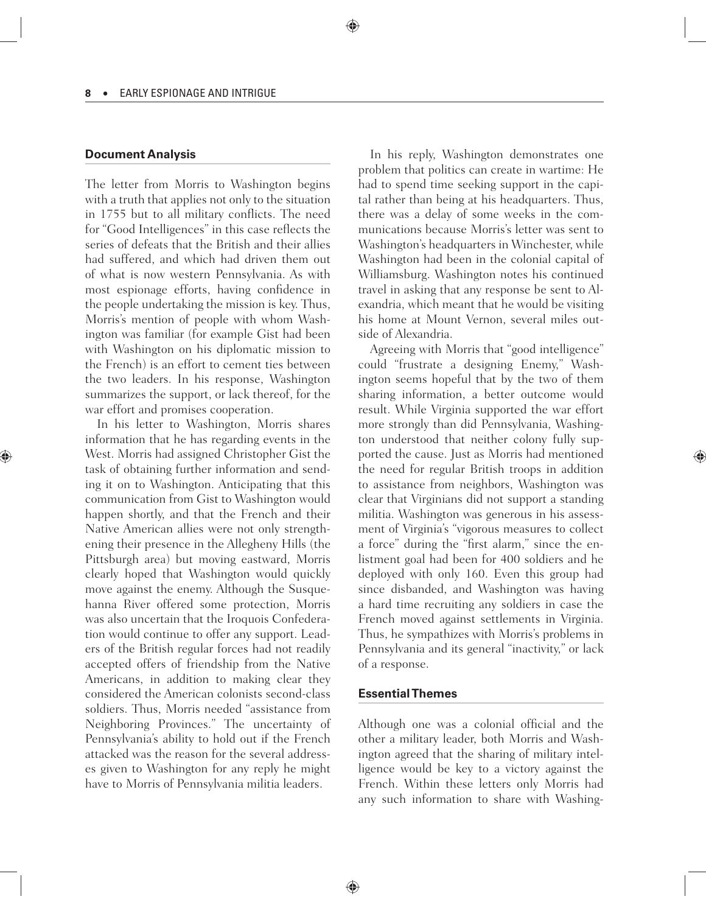## Document Analysis

The letter from Morris to Washington begins with a truth that applies not only to the situation in 1755 but to all military conflicts. The need for "Good Intelligences" in this case reflects the series of defeats that the British and their allies had suffered, and which had driven them out of what is now western Pennsylvania. As with most espionage efforts, having confidence in the people undertaking the mission is key. Thus, Morris's mention of people with whom Washington was familiar (for example Gist had been with Washington on his diplomatic mission to the French) is an effort to cement ties between the two leaders. In his response, Washington summarizes the support, or lack thereof, for the war effort and promises cooperation.

In his letter to Washington, Morris shares information that he has regarding events in the West. Morris had assigned Christopher Gist the task of obtaining further information and sending it on to Washington. Anticipating that this communication from Gist to Washington would happen shortly, and that the French and their Native American allies were not only strengthening their presence in the Allegheny Hills (the Pittsburgh area) but moving eastward, Morris clearly hoped that Washington would quickly move against the enemy. Although the Susquehanna River offered some protection, Morris was also uncertain that the Iroquois Confederation would continue to offer any support. Leaders of the British regular forces had not readily accepted offers of friendship from the Native Americans, in addition to making clear they considered the American colonists second-class soldiers. Thus, Morris needed "assistance from Neighboring Provinces." The uncertainty of Pennsylvania's ability to hold out if the French attacked was the reason for the several addresses given to Washington for any reply he might have to Morris of Pennsylvania militia leaders.

In his reply, Washington demonstrates one problem that politics can create in wartime: He had to spend time seeking support in the capital rather than being at his headquarters. Thus, there was a delay of some weeks in the communications because Morris's letter was sent to Washington's headquarters in Winchester, while Washington had been in the colonial capital of Williamsburg. Washington notes his continued travel in asking that any response be sent to Alexandria, which meant that he would be visiting his home at Mount Vernon, several miles outside of Alexandria.

Agreeing with Morris that "good intelligence" could "frustrate a designing Enemy," Washington seems hopeful that by the two of them sharing information, a better outcome would result. While Virginia supported the war effort more strongly than did Pennsylvania, Washington understood that neither colony fully supported the cause. Just as Morris had mentioned the need for regular British troops in addition to assistance from neighbors, Washington was clear that Virginians did not support a standing militia. Washington was generous in his assessment of Virginia's "vigorous measures to collect a force" during the "first alarm," since the enlistment goal had been for 400 soldiers and he deployed with only 160. Even this group had since disbanded, and Washington was having a hard time recruiting any soldiers in case the French moved against settlements in Virginia. Thus, he sympathizes with Morris's problems in Pennsylvania and its general "inactivity," or lack of a response.

## Essential Themes

Although one was a colonial official and the other a military leader, both Morris and Washington agreed that the sharing of military intelligence would be key to a victory against the French. Within these letters only Morris had any such information to share with Washing-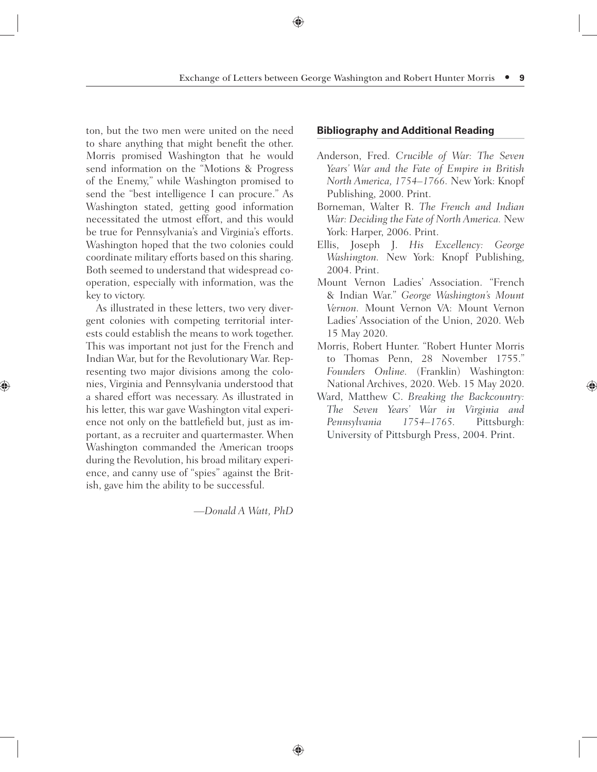ton, but the two men were united on the need to share anything that might benefit the other. Morris promised Washington that he would send information on the "Motions & Progress of the Enemy," while Washington promised to send the "best intelligence I can procure." As Washington stated, getting good information necessitated the utmost effort, and this would be true for Pennsylvania's and Virginia's efforts. Washington hoped that the two colonies could coordinate military efforts based on this sharing. Both seemed to understand that widespread cooperation, especially with information, was the key to victory.

As illustrated in these letters, two very divergent colonies with competing territorial interests could establish the means to work together. This was important not just for the French and Indian War, but for the Revolutionary War. Representing two major divisions among the colonies, Virginia and Pennsylvania understood that a shared effort was necessary. As illustrated in his letter, this war gave Washington vital experience not only on the battlefield but, just as important, as a recruiter and quartermaster. When Washington commanded the American troops during the Revolution, his broad military experience, and canny use of "spies" against the British, gave him the ability to be successful.

—*Donald A Watt, PhD*

### Bibliography and Additional Reading

- Anderson, Fred. *Crucible of War: The Seven Years' War and the Fate of Empire in British North America, 1754–1766.* New York: Knopf Publishing, 2000. Print.
- Borneman, Walter R. *The French and Indian War: Deciding the Fate of North America.* New York: Harper, 2006. Print.
- Ellis, Joseph J. *His Excellency: George Washington.* New York: Knopf Publishing, 2004. Print.
- Mount Vernon Ladies' Association. "French & Indian War." *George Washington's Mount Vernon.* Mount Vernon VA: Mount Vernon Ladies' Association of the Union, 2020. Web 15 May 2020.
- Morris, Robert Hunter. "Robert Hunter Morris to Thomas Penn, 28 November 1755." *Founders Online.* (Franklin) Washington: National Archives, 2020. Web. 15 May 2020.
- Ward, Matthew C. *Breaking the Backcountry: The Seven Years' War in Virginia and Pennsylvania 1754–1765.* Pittsburgh: University of Pittsburgh Press, 2004. Print.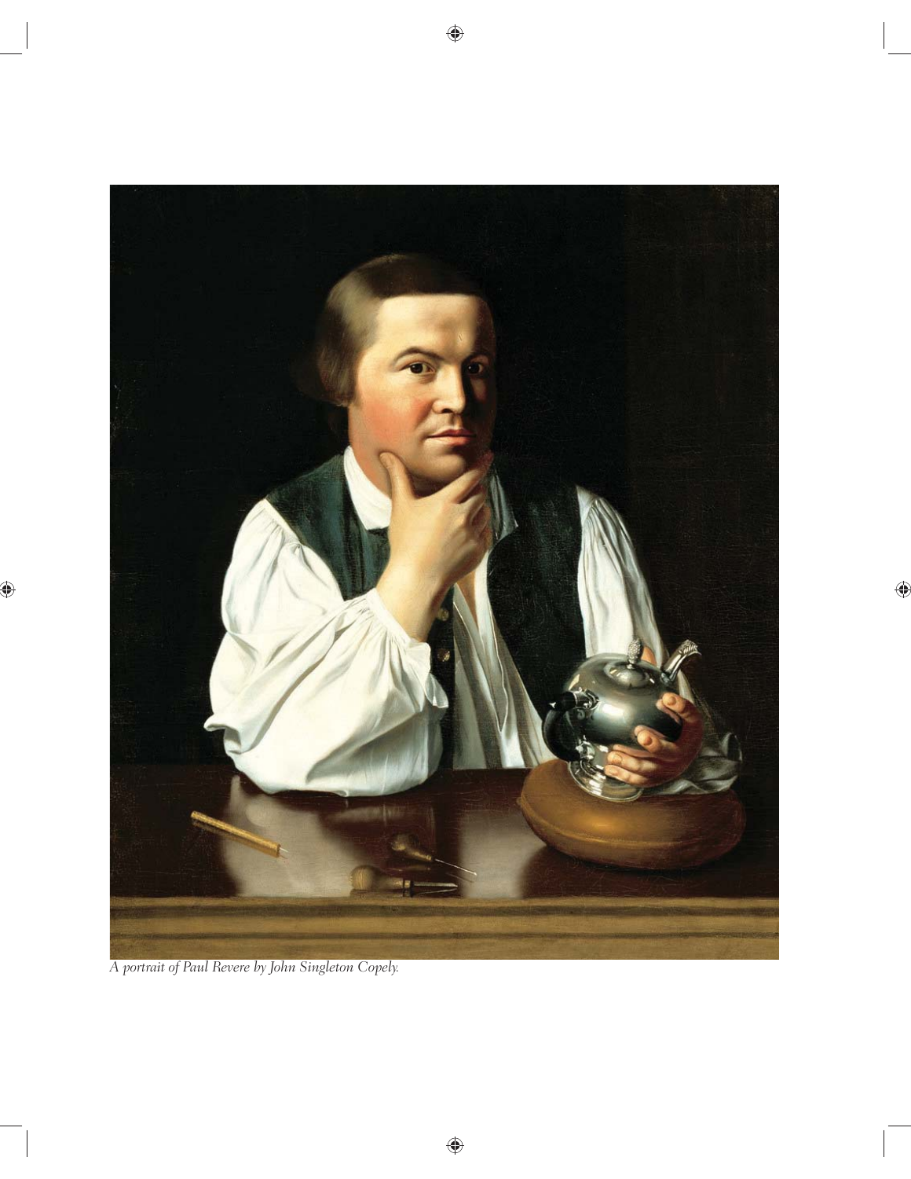*A portrait of Paul Revere by John Singleton Copely.*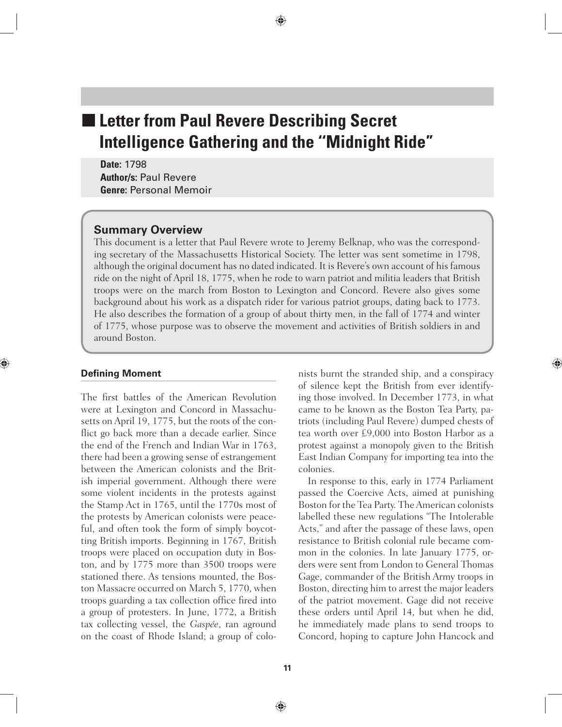# Letter from Paul Revere Describing Secret Intelligence Gathering and the "Midnight Ride"

**Date:** 1798
**Author/s:** Paul Revere
**Genre:** Personal Memoir

## Summary Overview

This document is a letter that Paul Revere wrote to Jeremy Belknap, who was the corresponding secretary of the Massachusetts Historical Society. The letter was sent sometime in 1798, although the original document has no dated indicated. It is Revere's own account of his famous ride on the night of April 18, 1775, when he rode to warn patriot and militia leaders that British troops were on the march from Boston to Lexington and Concord. Revere also gives some background about his work as a dispatch rider for various patriot groups, dating back to 1773. He also describes the formation of a group of about thirty men, in the fall of 1774 and winter of 1775, whose purpose was to observe the movement and activities of British soldiers in and around Boston.

### Defining Moment

The first battles of the American Revolution were at Lexington and Concord in Massachusetts on April 19, 1775, but the roots of the conflict go back more than a decade earlier. Since the end of the French and Indian War in 1763, there had been a growing sense of estrangement between the American colonists and the British imperial government. Although there were some violent incidents in the protests against the Stamp Act in 1765, until the 1770s most of the protests by American colonists were peaceful, and often took the form of simply boycotting British imports. Beginning in 1767, British troops were placed on occupation duty in Boston, and by 1775 more than 3500 troops were stationed there. As tensions mounted, the Boston Massacre occurred on March 5, 1770, when troops guarding a tax collection office fired into a group of protesters. In June, 1772, a British tax collecting vessel, the *Gaspée*, ran aground on the coast of Rhode Island; a group of colonists burnt the stranded ship, and a conspiracy of silence kept the British from ever identifying those involved. In December 1773, in what came to be known as the Boston Tea Party, patriots (including Paul Revere) dumped chests of tea worth over £9,000 into Boston Harbor as a protest against a monopoly given to the British East Indian Company for importing tea into the colonies.

In response to this, early in 1774 Parliament passed the Coercive Acts, aimed at punishing Boston for the Tea Party. The American colonists labelled these new regulations "The Intolerable Acts," and after the passage of these laws, open resistance to British colonial rule became common in the colonies. In late January 1775, orders were sent from London to General Thomas Gage, commander of the British Army troops in Boston, directing him to arrest the major leaders of the patriot movement. Gage did not receive these orders until April 14, but when he did, he immediately made plans to send troops to Concord, hoping to capture John Hancock and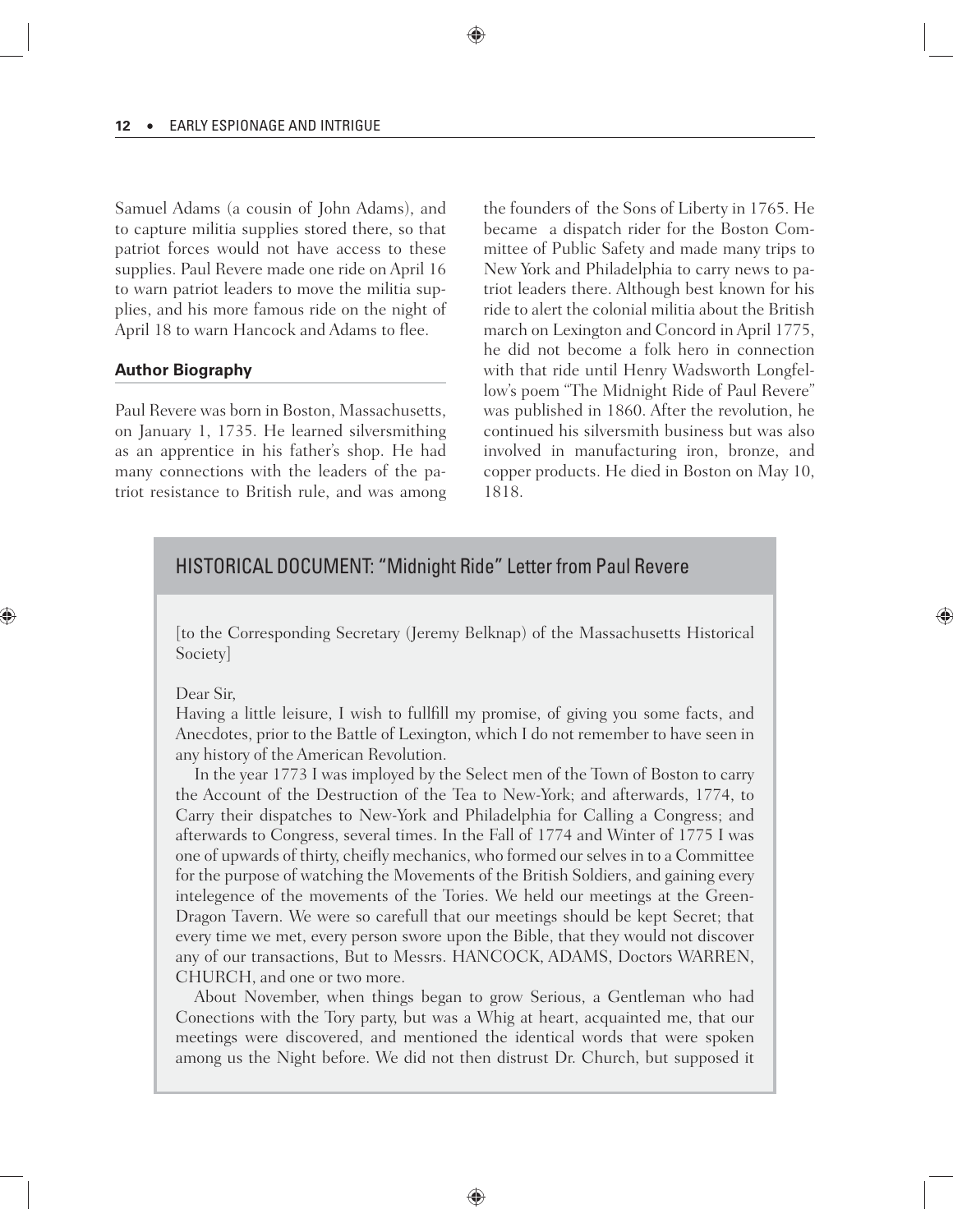Samuel Adams (a cousin of John Adams), and to capture militia supplies stored there, so that patriot forces would not have access to these supplies. Paul Revere made one ride on April 16 to warn patriot leaders to move the militia supplies, and his more famous ride on the night of April 18 to warn Hancock and Adams to flee.

### Author Biography

Paul Revere was born in Boston, Massachusetts, on January 1, 1735. He learned silversmithing as an apprentice in his father's shop. He had many connections with the leaders of the patriot resistance to British rule, and was among the founders of the Sons of Liberty in 1765. He became a dispatch rider for the Boston Committee of Public Safety and made many trips to New York and Philadelphia to carry news to patriot leaders there. Although best known for his ride to alert the colonial militia about the British march on Lexington and Concord in April 1775, he did not become a folk hero in connection with that ride until Henry Wadsworth Longfellow's poem "The Midnight Ride of Paul Revere" was published in 1860. After the revolution, he continued his silversmith business but was also involved in manufacturing iron, bronze, and copper products. He died in Boston on May 10, 1818.

## HISTORICAL DOCUMENT: "Midnight Ride" Letter from Paul Revere

[to the Corresponding Secretary (Jeremy Belknap) of the Massachusetts Historical Society]

Dear Sir,
Having a little leisure, I wish to fullfill my promise, of giving you some facts, and Anecdotes, prior to the Battle of Lexington, which I do not remember to have seen in any history of the American Revolution.

In the year 1773 I was imployed by the Select men of the Town of Boston to carry the Account of the Destruction of the Tea to New-York; and afterwards, 1774, to Carry their dispatches to New-York and Philadelphia for Calling a Congress; and afterwards to Congress, several times. In the Fall of 1774 and Winter of 1775 I was one of upwards of thirty, cheifly mechanics, who formed our selves in to a Committee for the purpose of watching the Movements of the British Soldiers, and gaining every intelegence of the movements of the Tories. We held our meetings at the Green-Dragon Tavern. We were so carefull that our meetings should be kept Secret; that every time we met, every person swore upon the Bible, that they would not discover any of our transactions, But to Messrs. HANCOCK, ADAMS, Doctors WARREN, CHURCH, and one or two more.

About November, when things began to grow Serious, a Gentleman who had Conections with the Tory party, but was a Whig at heart, acquainted me, that our meetings were discovered, and mentioned the identical words that were spoken among us the Night before. We did not then distrust Dr. Church, but supposed it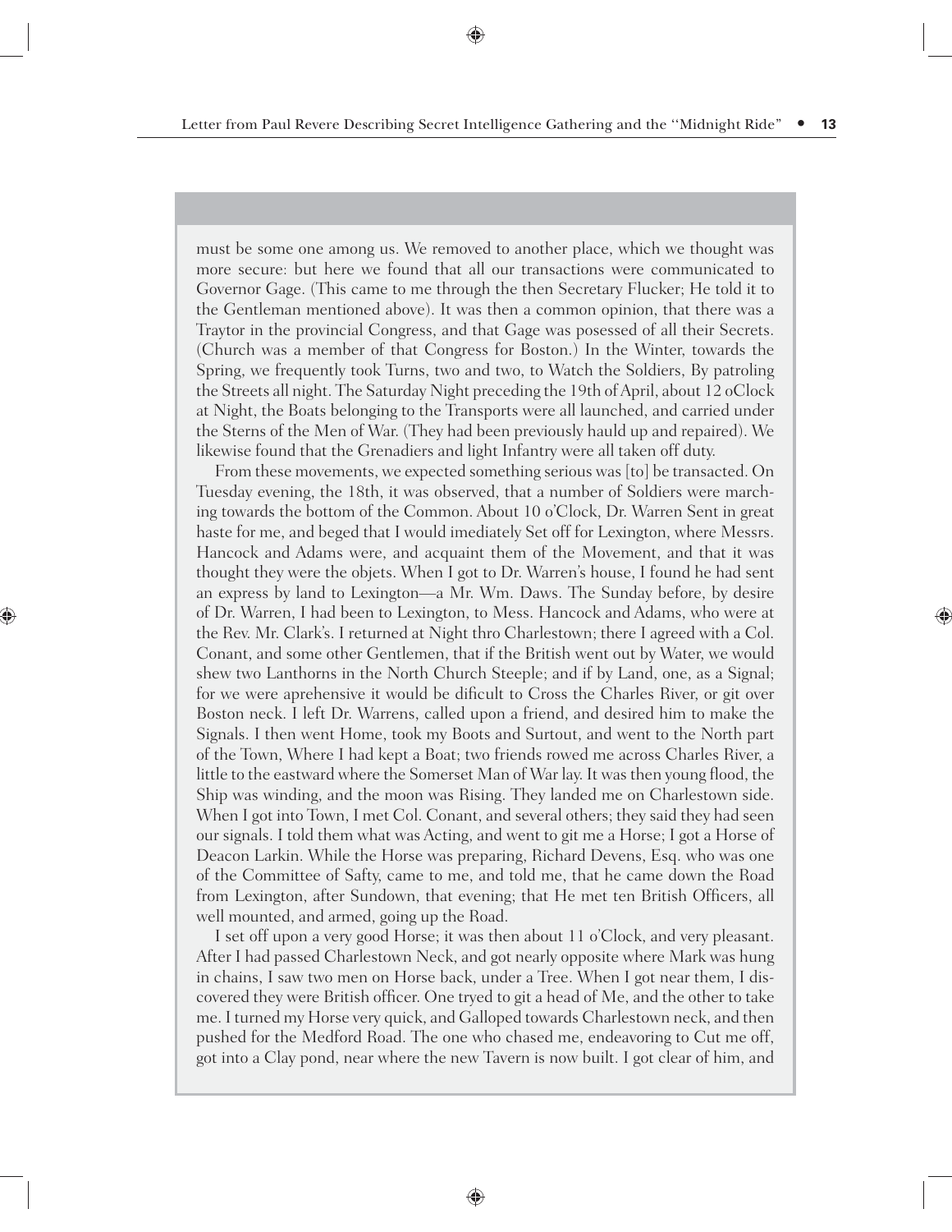must be some one among us. We removed to another place, which we thought was more secure: but here we found that all our transactions were communicated to Governor Gage. (This came to me through the then Secretary Flucker; He told it to the Gentleman mentioned above). It was then a common opinion, that there was a Traytor in the provincial Congress, and that Gage was posessed of all their Secrets. (Church was a member of that Congress for Boston.) In the Winter, towards the Spring, we frequently took Turns, two and two, to Watch the Soldiers, By patroling the Streets all night. The Saturday Night preceding the 19th of April, about 12 oClock at Night, the Boats belonging to the Transports were all launched, and carried under the Sterns of the Men of War. (They had been previously hauld up and repaired). We likewise found that the Grenadiers and light Infantry were all taken off duty.

From these movements, we expected something serious was [to] be transacted. On Tuesday evening, the 18th, it was observed, that a number of Soldiers were marching towards the bottom of the Common. About 10 o'Clock, Dr. Warren Sent in great haste for me, and beged that I would imediately Set off for Lexington, where Messrs. Hancock and Adams were, and acquaint them of the Movement, and that it was thought they were the objets. When I got to Dr. Warren's house, I found he had sent an express by land to Lexington—a Mr. Wm. Daws. The Sunday before, by desire of Dr. Warren, I had been to Lexington, to Mess. Hancock and Adams, who were at the Rev. Mr. Clark's. I returned at Night thro Charlestown; there I agreed with a Col. Conant, and some other Gentlemen, that if the British went out by Water, we would shew two Lanthorns in the North Church Steeple; and if by Land, one, as a Signal; for we were aprehensive it would be dificult to Cross the Charles River, or git over Boston neck. I left Dr. Warrens, called upon a friend, and desired him to make the Signals. I then went Home, took my Boots and Surtout, and went to the North part of the Town, Where I had kept a Boat; two friends rowed me across Charles River, a little to the eastward where the Somerset Man of War lay. It was then young flood, the Ship was winding, and the moon was Rising. They landed me on Charlestown side. When I got into Town, I met Col. Conant, and several others; they said they had seen our signals. I told them what was Acting, and went to git me a Horse; I got a Horse of Deacon Larkin. While the Horse was preparing, Richard Devens, Esq. who was one of the Committee of Safty, came to me, and told me, that he came down the Road from Lexington, after Sundown, that evening; that He met ten British Officers, all well mounted, and armed, going up the Road.

I set off upon a very good Horse; it was then about 11 o'Clock, and very pleasant. After I had passed Charlestown Neck, and got nearly opposite where Mark was hung in chains, I saw two men on Horse back, under a Tree. When I got near them, I discovered they were British officer. One tryed to git a head of Me, and the other to take me. I turned my Horse very quick, and Galloped towards Charlestown neck, and then pushed for the Medford Road. The one who chased me, endeavoring to Cut me off, got into a Clay pond, near where the new Tavern is now built. I got clear of him, and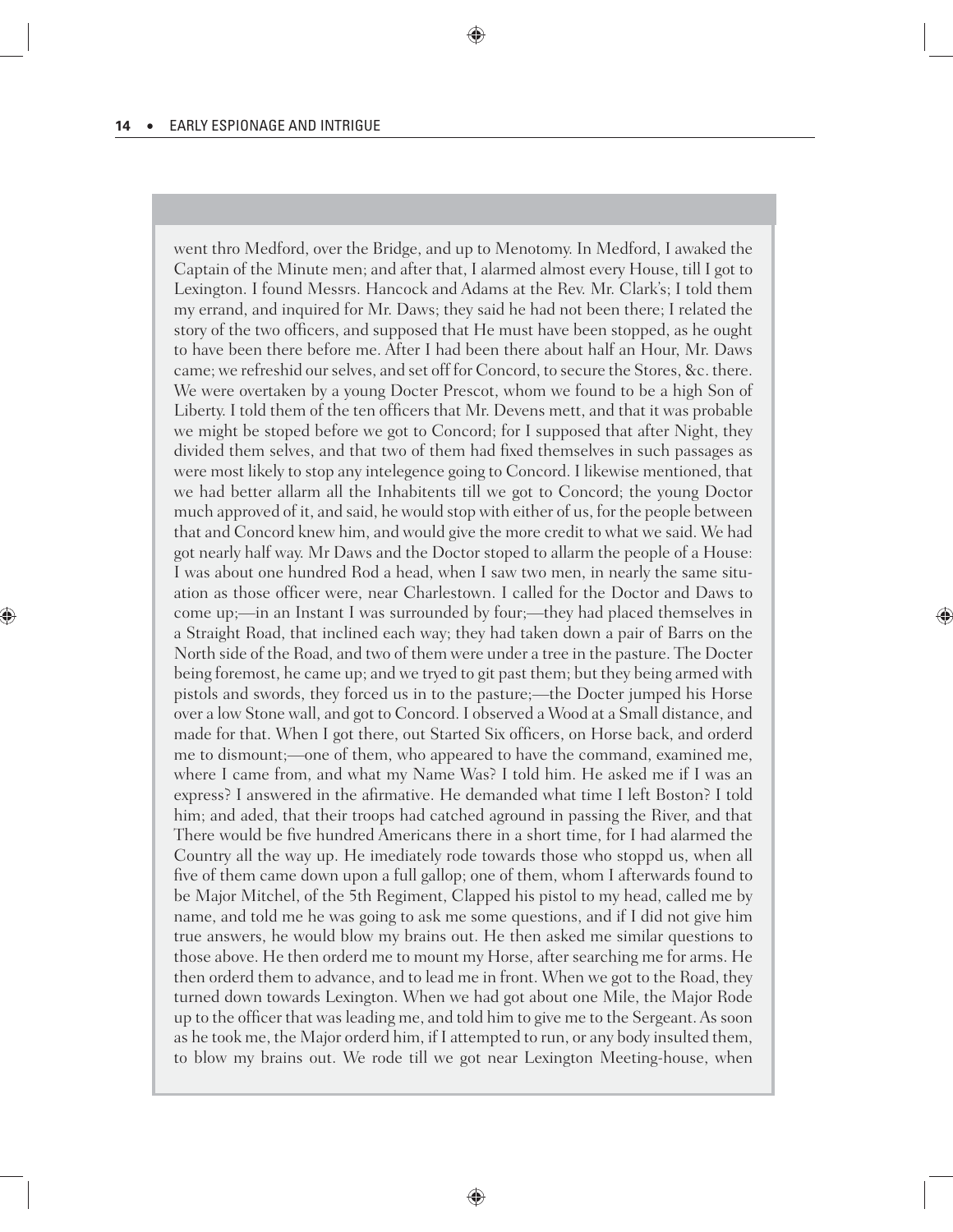went thro Medford, over the Bridge, and up to Menotomy. In Medford, I awaked the Captain of the Minute men; and after that, I alarmed almost every House, till I got to Lexington. I found Messrs. Hancock and Adams at the Rev. Mr. Clark's; I told them my errand, and inquired for Mr. Daws; they said he had not been there; I related the story of the two officers, and supposed that He must have been stopped, as he ought to have been there before me. After I had been there about half an Hour, Mr. Daws came; we refreshid our selves, and set off for Concord, to secure the Stores, &c. there. We were overtaken by a young Docter Prescot, whom we found to be a high Son of Liberty. I told them of the ten officers that Mr. Devens mett, and that it was probable we might be stoped before we got to Concord; for I supposed that after Night, they divided them selves, and that two of them had fixed themselves in such passages as were most likely to stop any intelegence going to Concord. I likewise mentioned, that we had better allarm all the Inhabitents till we got to Concord; the young Doctor much approved of it, and said, he would stop with either of us, for the people between that and Concord knew him, and would give the more credit to what we said. We had got nearly half way. Mr Daws and the Doctor stoped to allarm the people of a House: I was about one hundred Rod a head, when I saw two men, in nearly the same situation as those officer were, near Charlestown. I called for the Doctor and Daws to come up;—in an Instant I was surrounded by four;—they had placed themselves in a Straight Road, that inclined each way; they had taken down a pair of Barrs on the North side of the Road, and two of them were under a tree in the pasture. The Docter being foremost, he came up; and we tryed to git past them; but they being armed with pistols and swords, they forced us in to the pasture;—the Docter jumped his Horse over a low Stone wall, and got to Concord. I observed a Wood at a Small distance, and made for that. When I got there, out Started Six officers, on Horse back, and orderd me to dismount;—one of them, who appeared to have the command, examined me, where I came from, and what my Name Was? I told him. He asked me if I was an express? I answered in the afirmative. He demanded what time I left Boston? I told him; and aded, that their troops had catched aground in passing the River, and that There would be five hundred Americans there in a short time, for I had alarmed the Country all the way up. He imediately rode towards those who stoppd us, when all five of them came down upon a full gallop; one of them, whom I afterwards found to be Major Mitchel, of the 5th Regiment, Clapped his pistol to my head, called me by name, and told me he was going to ask me some questions, and if I did not give him true answers, he would blow my brains out. He then asked me similar questions to those above. He then orderd me to mount my Horse, after searching me for arms. He then orderd them to advance, and to lead me in front. When we got to the Road, they turned down towards Lexington. When we had got about one Mile, the Major Rode up to the officer that was leading me, and told him to give me to the Sergeant. As soon as he took me, the Major orderd him, if I attempted to run, or any body insulted them, to blow my brains out. We rode till we got near Lexington Meeting-house, when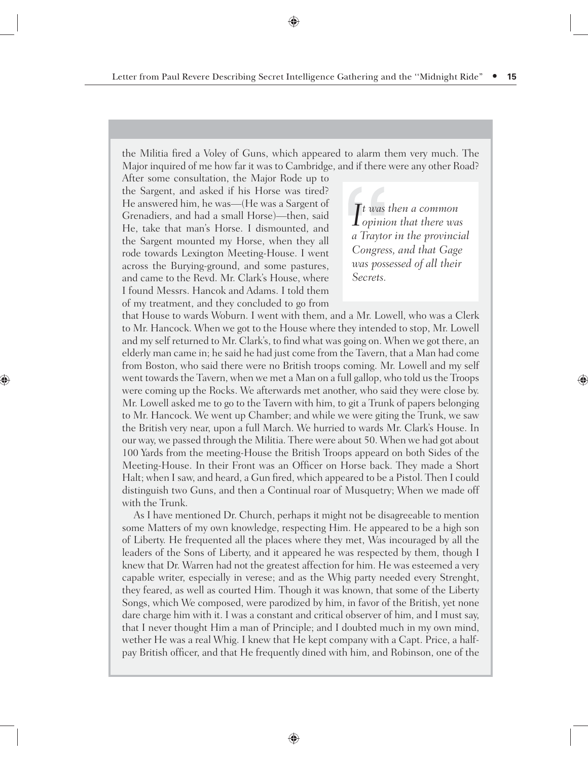the Militia fired a Voley of Guns, which appeared to alarm them very much. The Major inquired of me how far it was to Cambridge, and if there were any other Road? After some consultation, the Major Rode up to the Sargent, and asked if his Horse was tired? He answered him, he was—(He was a Sargent of Grenadiers, and had a small Horse)—then, said He, take that man's Horse. I dismounted, and the Sargent mounted my Horse, when they all rode towards Lexington Meeting-House. I went across the Burying-ground, and some pastures, and came to the Revd. Mr. Clark's House, where I found Messrs. Hancok and Adams. I told them of my treatment, and they concluded to go from that House to wards Woburn. I went with them, and a Mr. Lowell, who was a Clerk to Mr. Hancock. When we got to the House where they intended to stop, Mr. Lowell and my self returned to Mr. Clark's, to find what was going on. When we got there, an elderly man came in; he said he had just come from the Tavern, that a Man had come from Boston, who said there were no British troops coming. Mr. Lowell and my self went towards the Tavern, when we met a Man on a full gallop, who told us the Troops were coming up the Rocks. We afterwards met another, who said they were close by. Mr. Lowell asked me to go to the Tavern with him, to git a Trunk of papers belonging to Mr. Hancock. We went up Chamber; and while we were giting the Trunk, we saw the British very near, upon a full March. We hurried to wards Mr. Clark's House. In our way, we passed through the Militia. There were about 50. When we had got about 100 Yards from the meeting-House the British Troops appear on both Sides of the Meeting-House. In their Front was an Officer on Horse back. They made a Short Halt; when I saw, and heard, a Gun fired, which appeared to be a Pistol. Then I could distinguish two Guns, and then a Continual roar of Musquetry; When we made off with the Trunk.

> *It was then a common opinion that there was a Traytor in the provincial Congress, and that Gage was possessed of all their Secrets.*

As I have mentioned Dr. Church, perhaps it might not be disagreeable to mention some Matters of my own knowledge, respecting Him. He appeared to be a high son of Liberty. He frequented all the places where they met, Was incouraged by all the leaders of the Sons of Liberty, and it appeared he was respected by them, though I knew that Dr. Warren had not the greatest affection for him. He was esteemed a very capable writer, especially in verese; and as the Whig party needed every Strenght, they feared, as well as courted Him. Though it was known, that some of the Liberty Songs, which We composed, were parodized by him, in favor of the British, yet none dare charge him with it. I was a constant and critical observer of him, and I must say, that I never thought Him a man of Principle; and I doubted much in my own mind, wether He was a real Whig. I knew that He kept company with a Capt. Price, a half-pay British officer, and that He frequently dined with him, and Robinson, one of the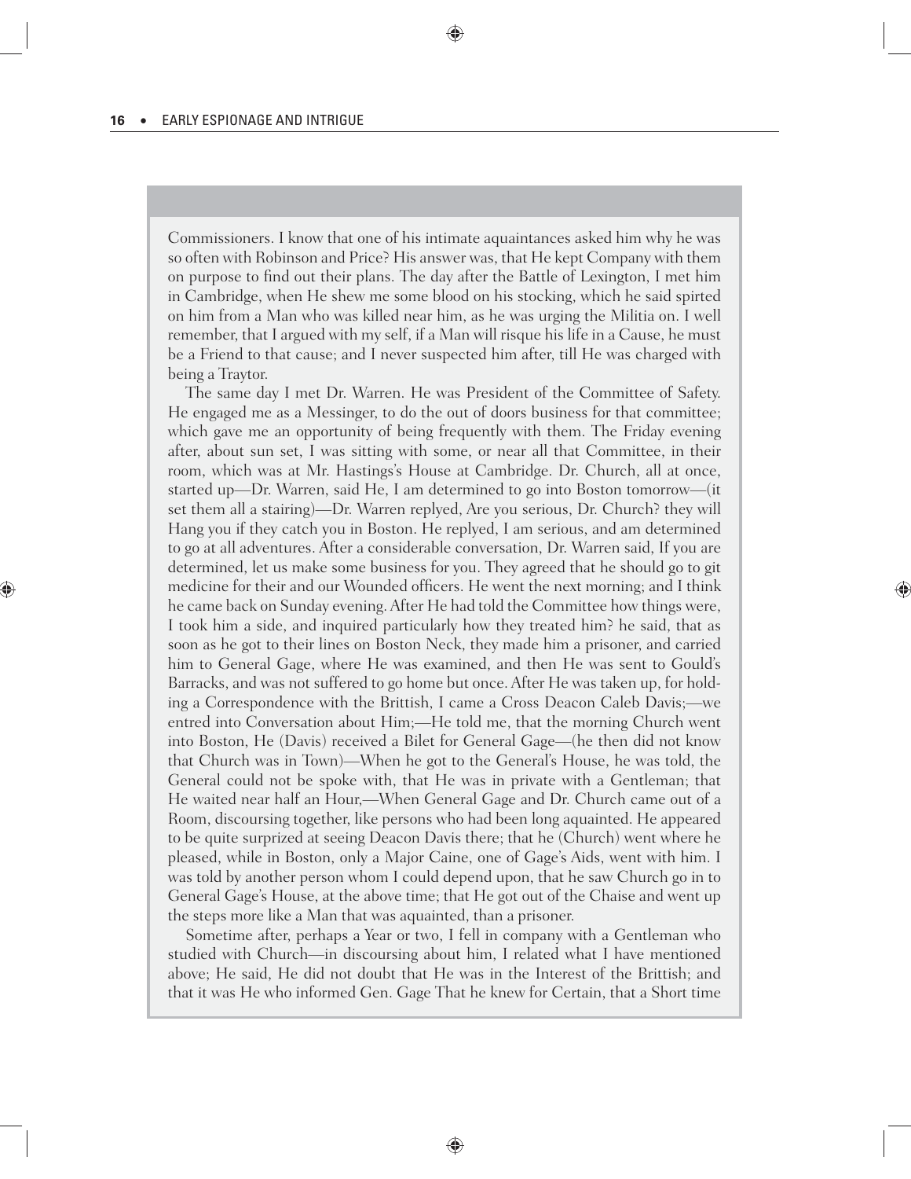Commissioners. I know that one of his intimate aquaintances asked him why he was so often with Robinson and Price? His answer was, that He kept Company with them on purpose to find out their plans. The day after the Battle of Lexington, I met him in Cambridge, when He shew me some blood on his stocking, which he said spirted on him from a Man who was killed near him, as he was urging the Militia on. I well remember, that I argued with my self, if a Man will risque his life in a Cause, he must be a Friend to that cause; and I never suspected him after, till He was charged with being a Traytor.

The same day I met Dr. Warren. He was President of the Committee of Safety. He engaged me as a Messinger, to do the out of doors business for that committee; which gave me an opportunity of being frequently with them. The Friday evening after, about sun set, I was sitting with some, or near all that Committee, in their room, which was at Mr. Hastings's House at Cambridge. Dr. Church, all at once, started up—Dr. Warren, said He, I am determined to go into Boston tomorrow—(it set them all a stairing)—Dr. Warren replyed, Are you serious, Dr. Church? they will Hang you if they catch you in Boston. He replyed, I am serious, and am determined to go at all adventures. After a considerable conversation, Dr. Warren said, If you are determined, let us make some business for you. They agreed that he should go to git medicine for their and our Wounded officers. He went the next morning; and I think he came back on Sunday evening. After He had told the Committee how things were, I took him a side, and inquired particularly how they treated him? he said, that as soon as he got to their lines on Boston Neck, they made him a prisoner, and carried him to General Gage, where He was examined, and then He was sent to Gould's Barracks, and was not suffered to go home but once. After He was taken up, for holding a Correspondence with the Brittish, I came a Cross Deacon Caleb Davis;—we entred into Conversation about Him;—He told me, that the morning Church went into Boston, He (Davis) received a Bilet for General Gage—(he then did not know that Church was in Town)—When he got to the General's House, he was told, the General could not be spoke with, that He was in private with a Gentleman; that He waited near half an Hour,—When General Gage and Dr. Church came out of a Room, discoursing together, like persons who had been long aquainted. He appeared to be quite surprized at seeing Deacon Davis there; that he (Church) went where he pleased, while in Boston, only a Major Caine, one of Gage's Aids, went with him. I was told by another person whom I could depend upon, that he saw Church go in to General Gage's House, at the above time; that He got out of the Chaise and went up the steps more like a Man that was aquainted, than a prisoner.

Sometime after, perhaps a Year or two, I fell in company with a Gentleman who studied with Church—in discoursing about him, I related what I have mentioned above; He said, He did not doubt that He was in the Interest of the Brittish; and that it was He who informed Gen. Gage That he knew for Certain, that a Short time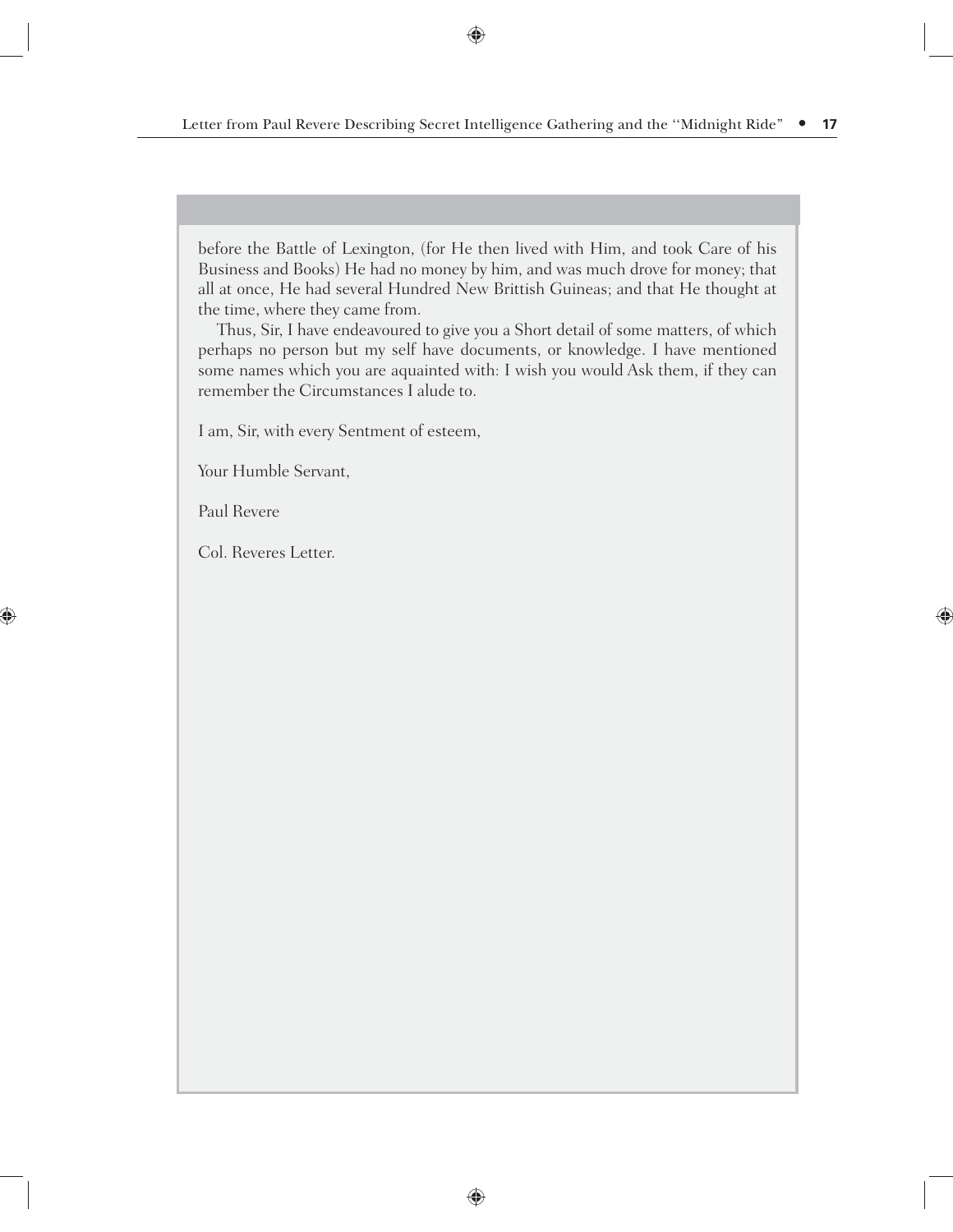before the Battle of Lexington, (for He then lived with Him, and took Care of his Business and Books) He had no money by him, and was much drove for money; that all at once, He had several Hundred New Brittish Guineas; and that He thought at the time, where they came from.

Thus, Sir, I have endeavoured to give you a Short detail of some matters, of which perhaps no person but my self have documents, or knowledge. I have mentioned some names which you are aquainted with: I wish you would Ask them, if they can remember the Circumstances I alude to.

I am, Sir, with every Sentment of esteem,

Your Humble Servant,

Paul Revere

Col. Reveres Letter.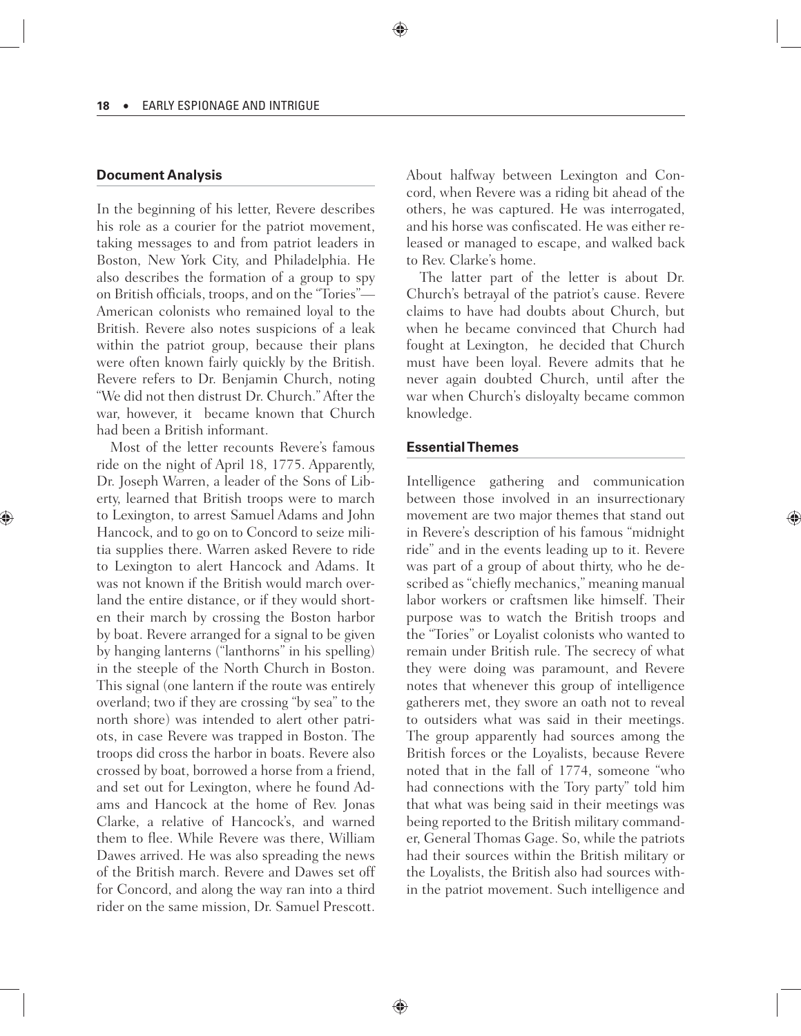## Document Analysis

In the beginning of his letter, Revere describes his role as a courier for the patriot movement, taking messages to and from patriot leaders in Boston, New York City, and Philadelphia. He also describes the formation of a group to spy on British officials, troops, and on the "Tories"—American colonists who remained loyal to the British. Revere also notes suspicions of a leak within the patriot group, because their plans were often known fairly quickly by the British. Revere refers to Dr. Benjamin Church, noting "We did not then distrust Dr. Church." After the war, however, it became known that Church had been a British informant.

Most of the letter recounts Revere's famous ride on the night of April 18, 1775. Apparently, Dr. Joseph Warren, a leader of the Sons of Liberty, learned that British troops were to march to Lexington, to arrest Samuel Adams and John Hancock, and to go on to Concord to seize militia supplies there. Warren asked Revere to ride to Lexington to alert Hancock and Adams. It was not known if the British would march overland the entire distance, or if they would shorten their march by crossing the Boston harbor by boat. Revere arranged for a signal to be given by hanging lanterns ("lanthorns" in his spelling) in the steeple of the North Church in Boston. This signal (one lantern if the route was entirely overland; two if they are crossing "by sea" to the north shore) was intended to alert other patriots, in case Revere was trapped in Boston. The troops did cross the harbor in boats. Revere also crossed by boat, borrowed a horse from a friend, and set out for Lexington, where he found Adams and Hancock at the home of Rev. Jonas Clarke, a relative of Hancock's, and warned them to flee. While Revere was there, William Dawes arrived. He was also spreading the news of the British march. Revere and Dawes set off for Concord, and along the way ran into a third rider on the same mission, Dr. Samuel Prescott. About halfway between Lexington and Concord, when Revere was a riding bit ahead of the others, he was captured. He was interrogated, and his horse was confiscated. He was either released or managed to escape, and walked back to Rev. Clarke's home.

The latter part of the letter is about Dr. Church's betrayal of the patriot's cause. Revere claims to have had doubts about Church, but when he became convinced that Church had fought at Lexington, he decided that Church must have been loyal. Revere admits that he never again doubted Church, until after the war when Church's disloyalty became common knowledge.

## Essential Themes

Intelligence gathering and communication between those involved in an insurrectionary movement are two major themes that stand out in Revere's description of his famous "midnight ride" and in the events leading up to it. Revere was part of a group of about thirty, who he described as "chiefly mechanics," meaning manual labor workers or craftsmen like himself. Their purpose was to watch the British troops and the "Tories" or Loyalist colonists who wanted to remain under British rule. The secrecy of what they were doing was paramount, and Revere notes that whenever this group of intelligence gatherers met, they swore an oath not to reveal to outsiders what was said in their meetings. The group apparently had sources among the British forces or the Loyalists, because Revere noted that in the fall of 1774, someone "who had connections with the Tory party" told him that what was being said in their meetings was being reported to the British military commander, General Thomas Gage. So, while the patriots had their sources within the British military or the Loyalists, the British also had sources within the patriot movement. Such intelligence and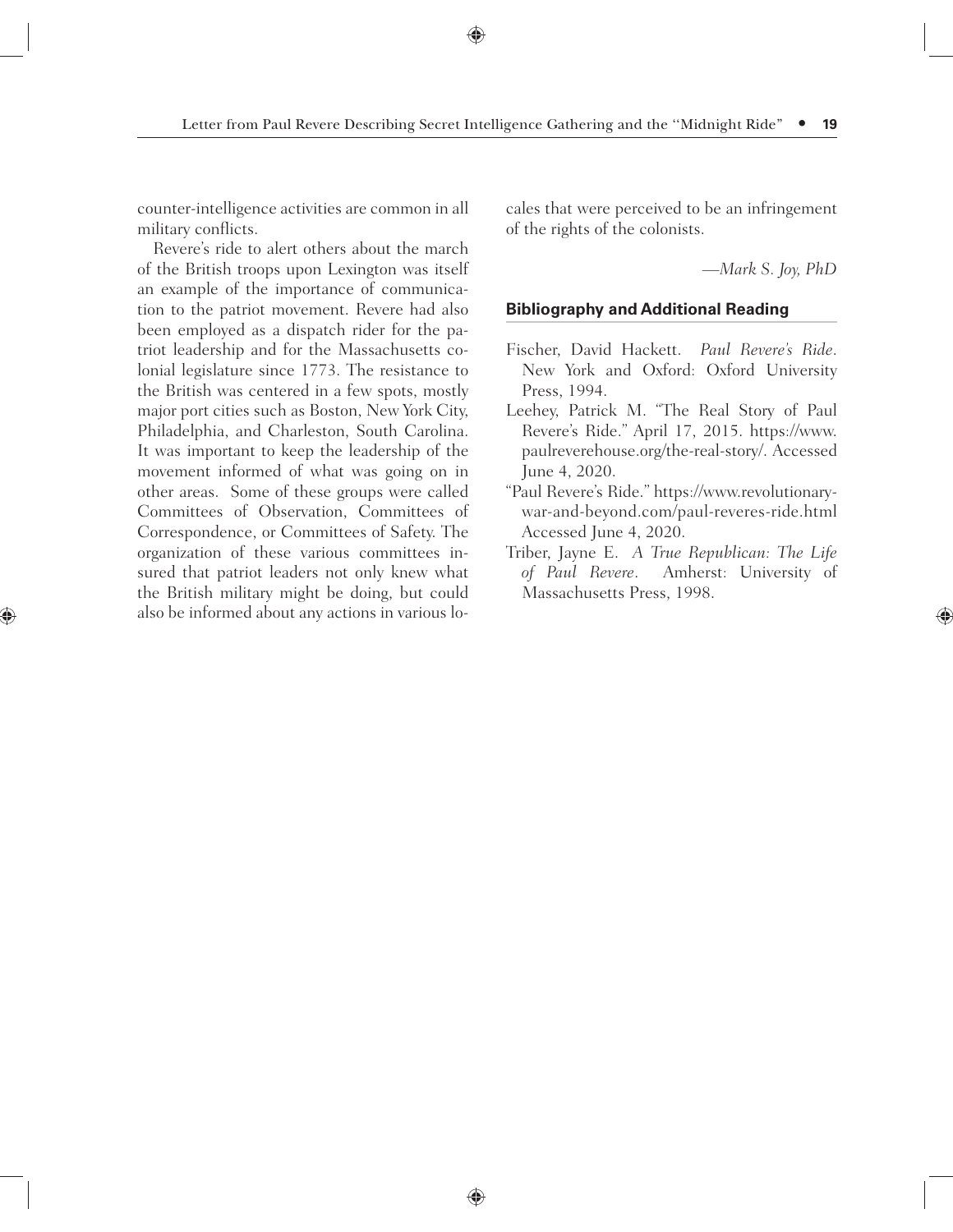counter-intelligence activities are common in all military conflicts.

Revere's ride to alert others about the march of the British troops upon Lexington was itself an example of the importance of communication to the patriot movement. Revere had also been employed as a dispatch rider for the patriot leadership and for the Massachusetts colonial legislature since 1773. The resistance to the British was centered in a few spots, mostly major port cities such as Boston, New York City, Philadelphia, and Charleston, South Carolina. It was important to keep the leadership of the movement informed of what was going on in other areas. Some of these groups were called Committees of Observation, Committees of Correspondence, or Committees of Safety. The organization of these various committees insured that patriot leaders not only knew what the British military might be doing, but could also be informed about any actions in various locales that were perceived to be an infringement of the rights of the colonists.

*—Mark S. Joy, PhD*

### Bibliography and Additional Reading

Fischer, David Hackett. *Paul Revere's Ride*. New York and Oxford: Oxford University Press, 1994.

Leehey, Patrick M. "The Real Story of Paul Revere's Ride." April 17, 2015. https://www.paulreverehouse.org/the-real-story/. Accessed June 4, 2020.

"Paul Revere's Ride." https://www.revolutionary-war-and-beyond.com/paul-reveres-ride.html Accessed June 4, 2020.

Triber, Jayne E. *A True Republican: The Life of Paul Revere*. Amherst: University of Massachusetts Press, 1998.